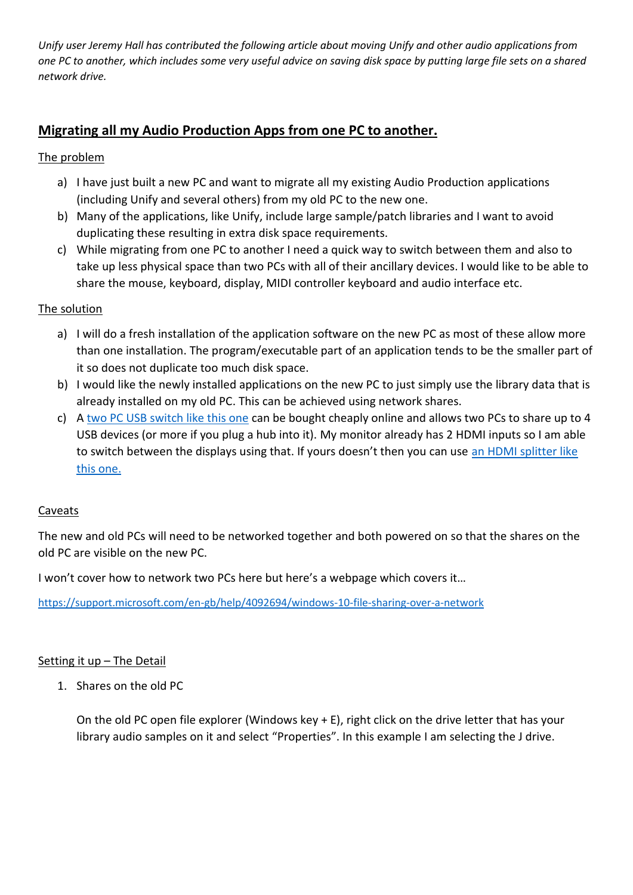*Unify user Jeremy Hall has contributed the following article about moving Unify and other audio applications from one PC to another, which includes some very useful advice on saving disk space by putting large file sets on a shared network drive.*

# **Migrating all my Audio Production Apps from one PC to another.**

## The problem

a) I have just built a new PC and want to migrate all my existing Audio Production applications (including Unify and several others) from my old PC to the new one.

b) Many of the applications, like Unify, include large sample/patch libraries and I want to avoid duplicating these resulting in extra disk space requirements.

c) While migrating from one PC to another I need a quick way to switch between them and also to take up less physical space than two PCs with all of their ancillary devices. I would like to be able to share the mouse, keyboard, display, MIDI controller keyboard and audio interface etc.

## The solution

a) I will do a fresh installation of the application software on the new PC as most of these allow more than one installation. The program/executable part of an application tends to be the smaller part of it so does not duplicate too much disk space.

b) I would like the newly installed applications on the new PC to just simply use the library data that is already installed on my old PC. This can be achieved using network shares.

c) A two PC USB switch like this one can be bought cheaply online and allows two PCs to share up to 4 USB devices (or more if you plug a hub into it). My monitor already has 2 HDMI inputs so I am able to switch between the displays using that. If yours doesn't then you can use an HDMI splitter like this one.

## Caveats

The new and old PCs will need to be networked together and both powered on so that the shares on the old PC are visible on the new PC.

I won't cover how to network two PCs here but here's a webpage which covers it…

https://support.microsoft.com/en-gb/help/4092694/windows-10-file-sharing-over-a-network

## Setting it up – The Detail

1. Shares on the old PC

   On the old PC open file explorer (Windows key + E), right click on the drive letter that has your library audio samples on it and select "Properties". In this example I am selecting the J drive.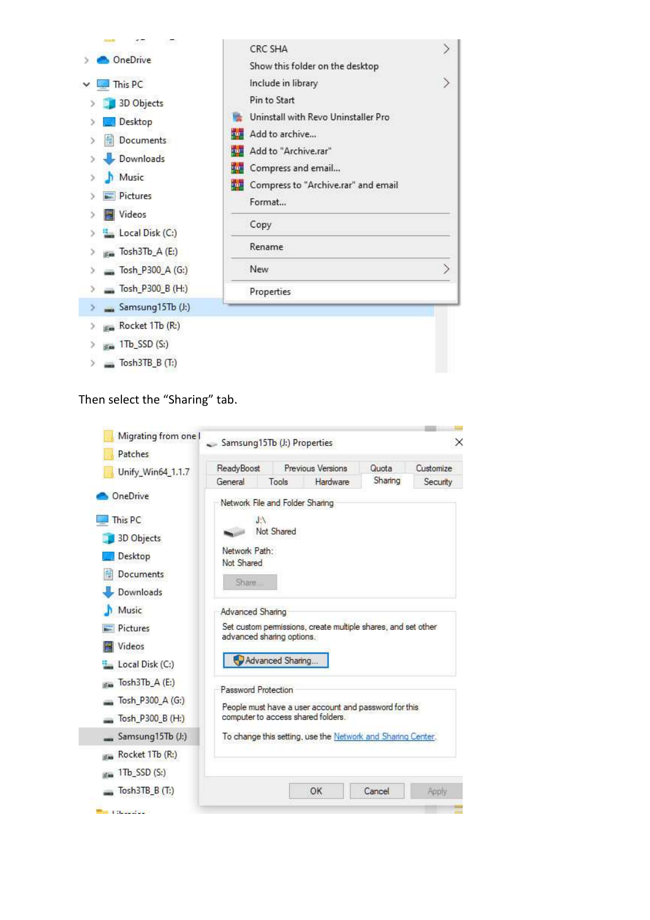Then select the “Sharing” tab.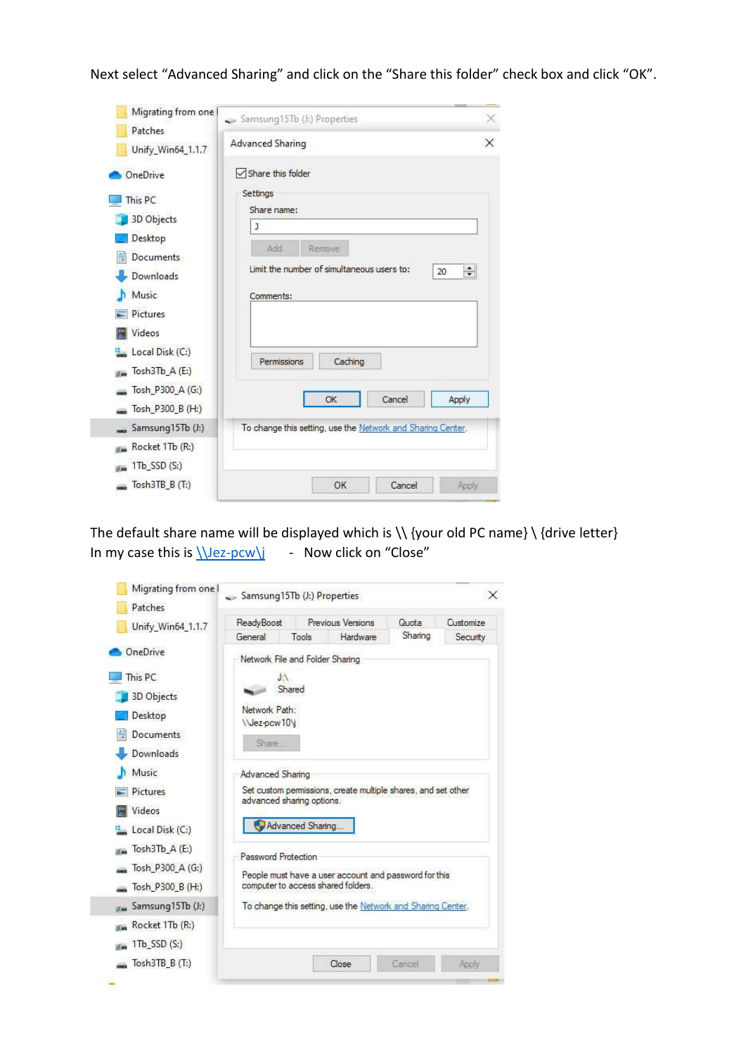Next select “Advanced Sharing” and click on the “Share this folder” check box and click “OK”.

The default share name will be displayed which is \\ {your old PC name} \ {drive letter}
In my case this is \\Jez-pcw\j - Now click on “Close”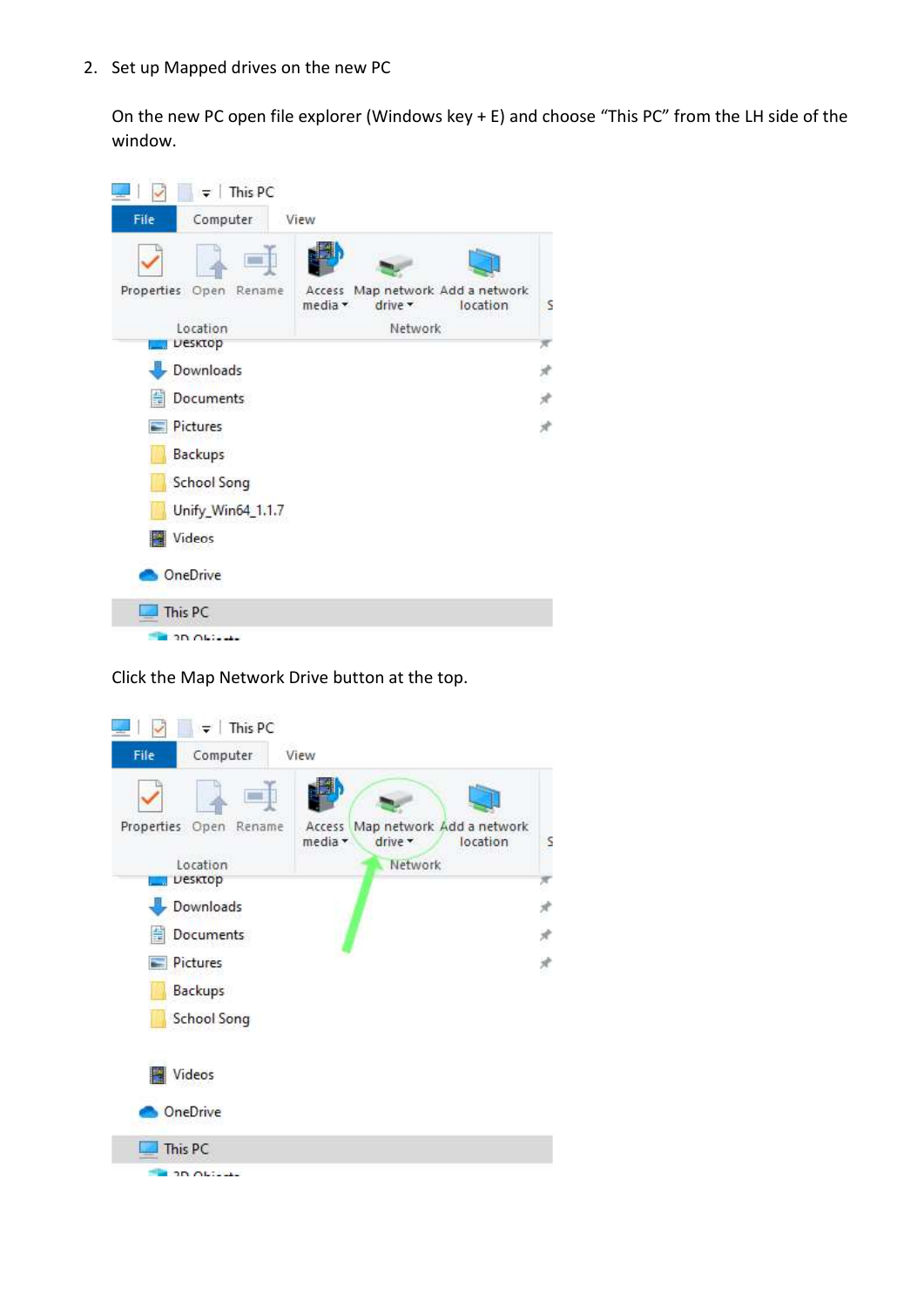2. Set up Mapped drives on the new PC

   On the new PC open file explorer (Windows key + E) and choose “This PC” from the LH side of the window.

   Click the Map Network Drive button at the top.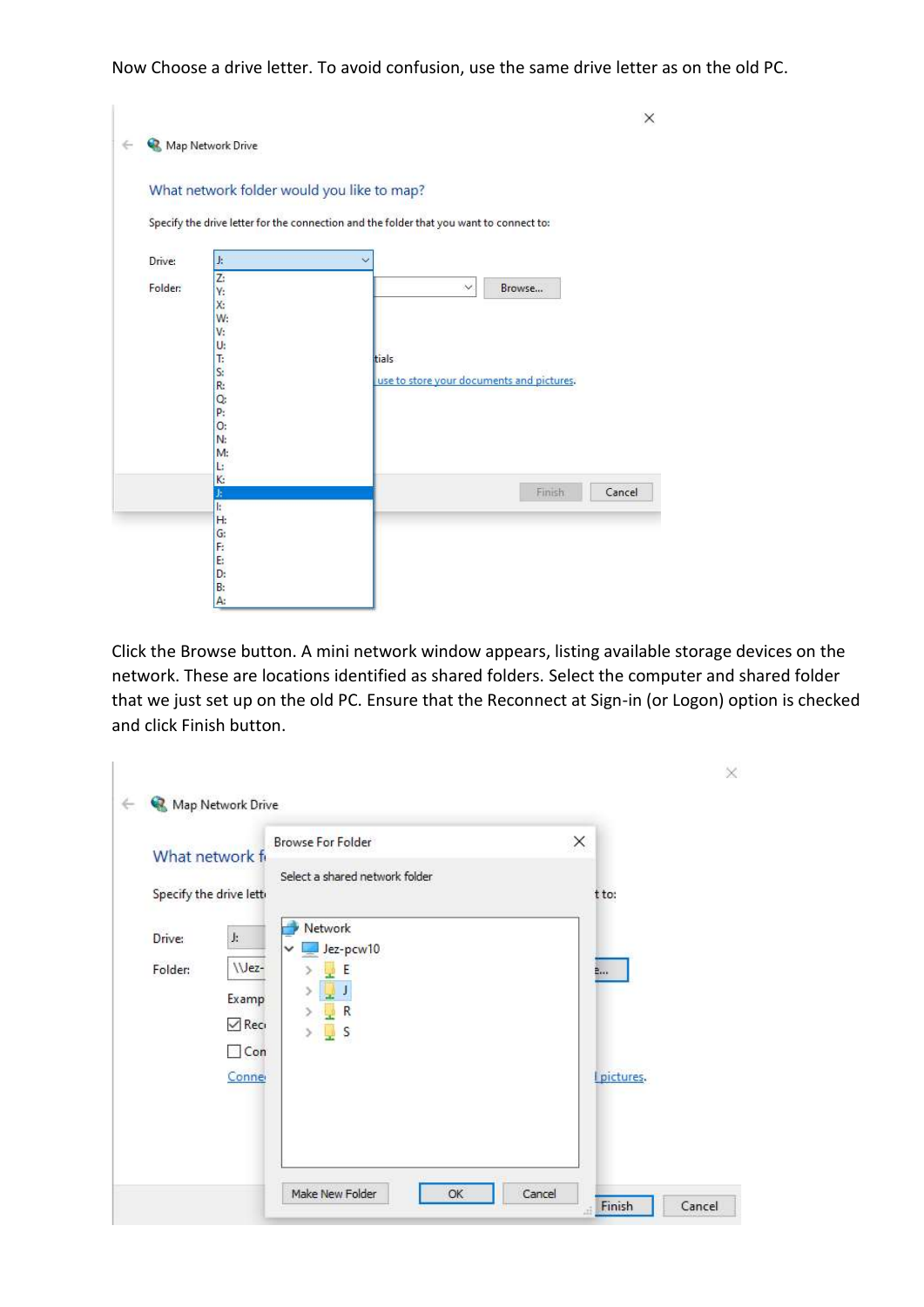Now Choose a drive letter. To avoid confusion, use the same drive letter as on the old PC.

Click the Browse button. A mini network window appears, listing available storage devices on the network. These are locations identified as shared folders. Select the computer and shared folder that we just set up on the old PC. Ensure that the Reconnect at Sign-in (or Logon) option is checked and click Finish button.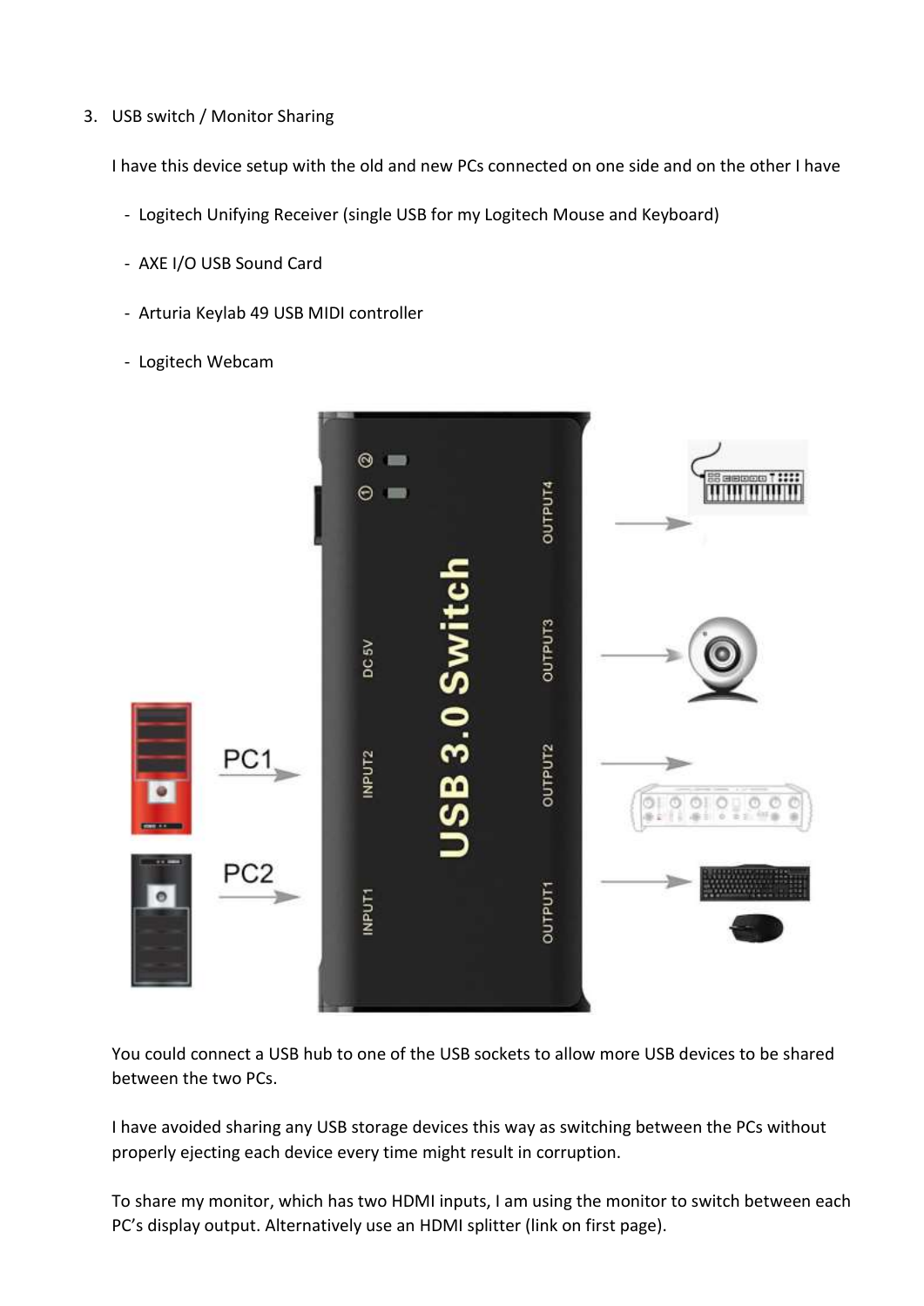3. USB switch / Monitor Sharing

   I have this device setup with the old and new PCs connected on one side and on the other I have

   - Logitech Unifying Receiver (single USB for my Logitech Mouse and Keyboard)
   - AXE I/O USB Sound Card
   - Arturia Keylab 49 USB MIDI controller
   - Logitech Webcam

   You could connect a USB hub to one of the USB sockets to allow more USB devices to be shared between the two PCs.

   I have avoided sharing any USB storage devices this way as switching between the PCs without properly ejecting each device every time might result in corruption.

   To share my monitor, which has two HDMI inputs, I am using the monitor to switch between each PC's display output. Alternatively use an HDMI splitter (link on first page).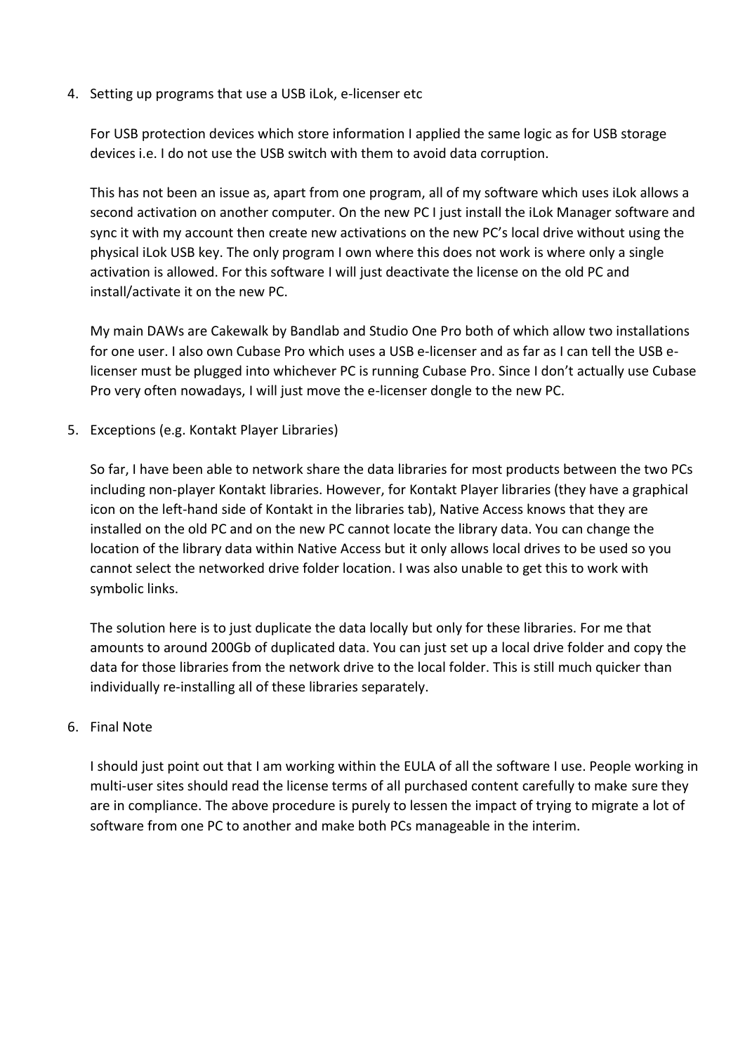4. Setting up programs that use a USB iLok, e-licenser etc

   For USB protection devices which store information I applied the same logic as for USB storage devices i.e. I do not use the USB switch with them to avoid data corruption.

   This has not been an issue as, apart from one program, all of my software which uses iLok allows a second activation on another computer. On the new PC I just install the iLok Manager software and sync it with my account then create new activations on the new PC's local drive without using the physical iLok USB key. The only program I own where this does not work is where only a single activation is allowed. For this software I will just deactivate the license on the old PC and install/activate it on the new PC.

   My main DAWs are Cakewalk by Bandlab and Studio One Pro both of which allow two installations for one user. I also own Cubase Pro which uses a USB e-licenser and as far as I can tell the USB e-licenser must be plugged into whichever PC is running Cubase Pro. Since I don't actually use Cubase Pro very often nowadays, I will just move the e-licenser dongle to the new PC.

5. Exceptions (e.g. Kontakt Player Libraries)

   So far, I have been able to network share the data libraries for most products between the two PCs including non-player Kontakt libraries. However, for Kontakt Player libraries (they have a graphical icon on the left-hand side of Kontakt in the libraries tab), Native Access knows that they are installed on the old PC and on the new PC cannot locate the library data. You can change the location of the library data within Native Access but it only allows local drives to be used so you cannot select the networked drive folder location. I was also unable to get this to work with symbolic links.

   The solution here is to just duplicate the data locally but only for these libraries. For me that amounts to around 200Gb of duplicated data. You can just set up a local drive folder and copy the data for those libraries from the network drive to the local folder. This is still much quicker than individually re-installing all of these libraries separately.

6. Final Note

   I should just point out that I am working within the EULA of all the software I use. People working in multi-user sites should read the license terms of all purchased content carefully to make sure they are in compliance. The above procedure is purely to lessen the impact of trying to migrate a lot of software from one PC to another and make both PCs manageable in the interim.